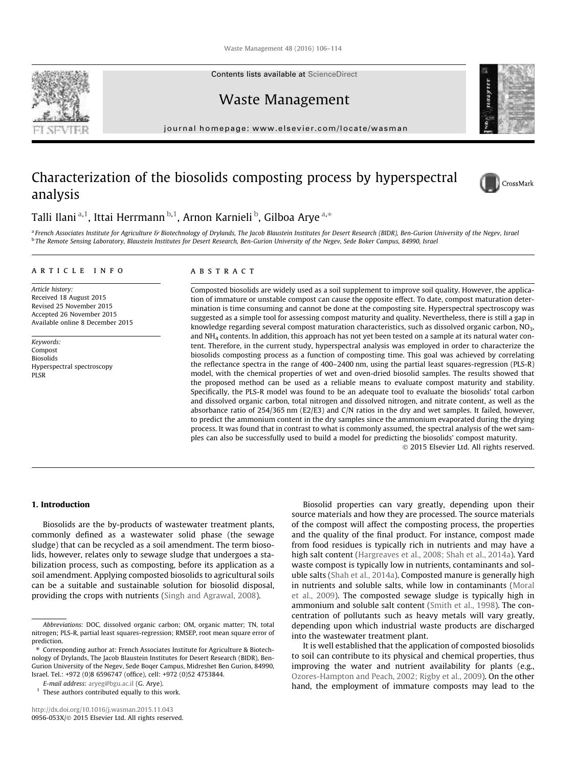Contents lists available at ScienceDirect

# Waste Management

journal homepage: www.elsevier.com/locate/wasman

# Characterization of the biosolids composting process by hyperspectral analysis

Talli Ilani [a,1], Ittai Herrmann [b,1], Arnon Karnieli [b], Gilboa Arye [a,*]

[a] French Associates Institute for Agriculture & Biotechnology of Drylands, The Jacob Blaustein Institutes for Desert Research (BIDR), Ben-Gurion University of the Negev, Israel
[b] The Remote Sensing Laboratory, Blaustein Institutes for Desert Research, Ben-Gurion University of the Negev, Sede Boker Campus, 84990, Israel

## ARTICLE INFO

*Article history:*
Received 18 August 2015
Revised 25 November 2015
Accepted 26 November 2015
Available online 8 December 2015

*Keywords:*
Compost
Biosolids
Hyperspectral spectroscopy
PLSR

## ABSTRACT

Composted biosolids are widely used as a soil supplement to improve soil quality. However, the application of immature or unstable compost can cause the opposite effect. To date, compost maturation determination is time consuming and cannot be done at the composting site. Hyperspectral spectroscopy was suggested as a simple tool for assessing compost maturity and quality. Nevertheless, there is still a gap in knowledge regarding several compost maturation characteristics, such as dissolved organic carbon, $NO_3$, and $NH_4$ contents. In addition, this approach has not yet been tested on a sample at its natural water content. Therefore, in the current study, hyperspectral analysis was employed in order to characterize the biosolids composting process as a function of composting time. This goal was achieved by correlating the reflectance spectra in the range of 400–2400 nm, using the partial least squares-regression (PLS-R) model, with the chemical properties of wet and oven-dried biosolid samples. The results showed that the proposed method can be used as a reliable means to evaluate compost maturity and stability. Specifically, the PLS-R model was found to be an adequate tool to evaluate the biosolids' total carbon and dissolved organic carbon, total nitrogen and dissolved nitrogen, and nitrate content, as well as the absorbance ratio of 254/365 nm (E2/E3) and C/N ratios in the dry and wet samples. It failed, however, to predict the ammonium content in the dry samples since the ammonium evaporated during the drying process. It was found that in contrast to what is commonly assumed, the spectral analysis of the wet samples can also be successfully used to build a model for predicting the biosolids' compost maturity.

© 2015 Elsevier Ltd. All rights reserved.

## 1. Introduction

Biosolids are the by-products of wastewater treatment plants, commonly defined as a wastewater solid phase (the sewage sludge) that can be recycled as a soil amendment. The term biosolids, however, relates only to sewage sludge that undergoes a stabilization process, such as composting, before its application as a soil amendment. Applying composted biosolids to agricultural soils can be a suitable and sustainable solution for biosolid disposal, providing the crops with nutrients (Singh and Agrawal, 2008).

Biosolid properties can vary greatly, depending upon their source materials and how they are processed. The source materials of the compost will affect the composting process, the properties and the quality of the final product. For instance, compost made from food residues is typically rich in nutrients and may have a high salt content (Hargreaves et al., 2008; Shah et al., 2014a). Yard waste compost is typically low in nutrients, contaminants and soluble salts (Shah et al., 2014a). Composted manure is generally high in nutrients and soluble salts, while low in contaminants (Moral et al., 2009). The composted sewage sludge is typically high in ammonium and soluble salt content (Smith et al., 1998). The concentration of pollutants such as heavy metals will vary greatly, depending upon which industrial waste products are discharged into the wastewater treatment plant.

It is well established that the application of composted biosolids to soil can contribute to its physical and chemical properties, thus improving the water and nutrient availability for plants (e.g., Ozores-Hampton and Peach, 2002; Rigby et al., 2009). On the other hand, the employment of immature composts may lead to the

---

*Abbreviations:* DOC, dissolved organic carbon; OM, organic matter; TN, total nitrogen; PLS-R, partial least squares-regression; RMSEP, root mean square error of prediction.

* Corresponding author at: French Associates Institute for Agriculture & Biotechnology of Drylands, The Jacob Blaustein Institutes for Desert Research (BIDR), Ben-Gurion University of the Negev, Sede Boqer Campus, Midreshet Ben Gurion, 84990, Israel. Tel.: +972 (0)8 6596747 (office), cell: +972 (0)52 4753844.

*E-mail address:* aryeg@bgu.ac.il (G. Arye).

[1] These authors contributed equally to this work.

http://dx.doi.org/10.1016/j.wasman.2015.11.043
0956-053X/© 2015 Elsevier Ltd. All rights reserved.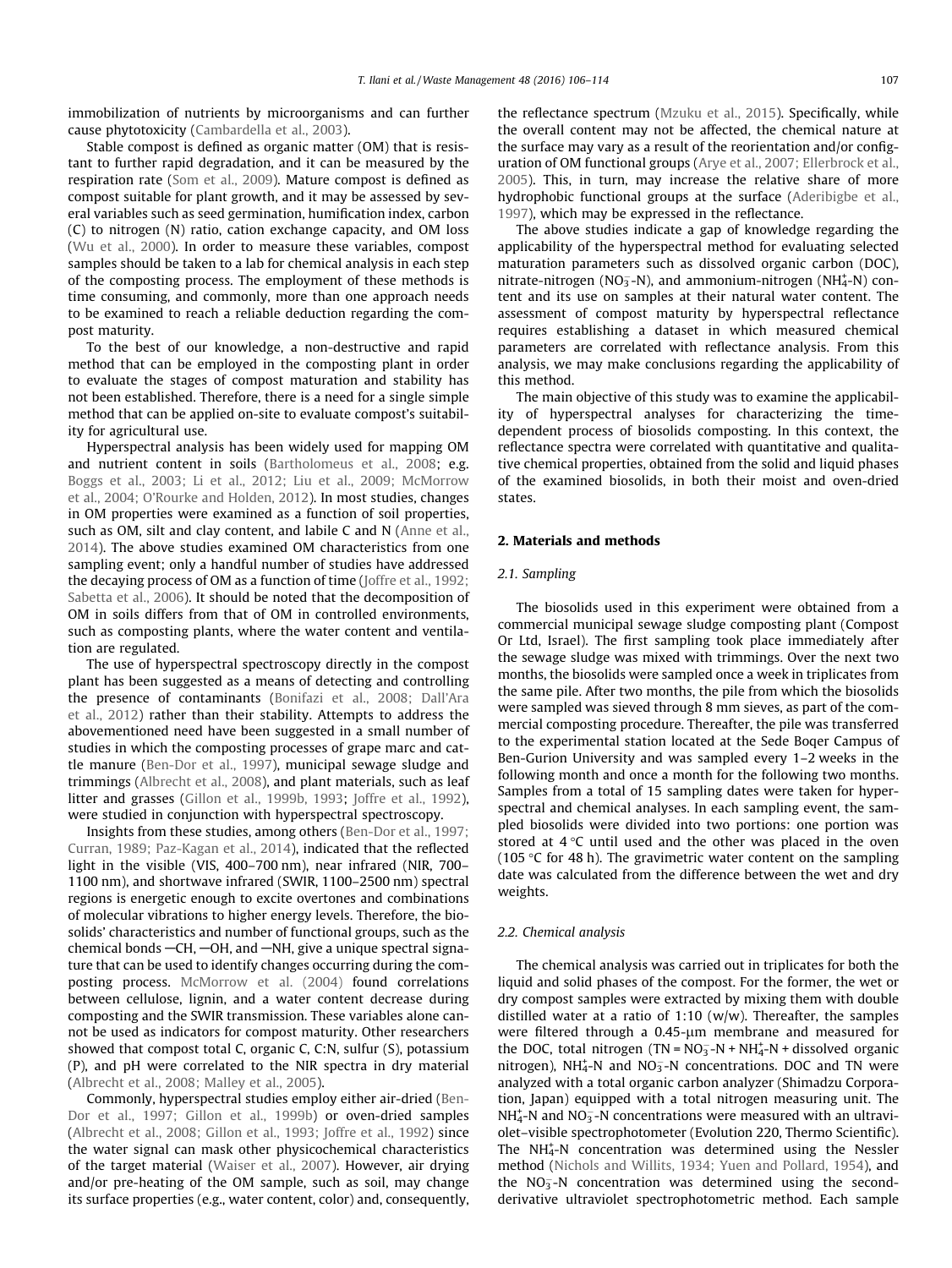immobilization of nutrients by microorganisms and can further cause phytotoxicity (Cambardella et al., 2003).

Stable compost is defined as organic matter (OM) that is resistant to further rapid degradation, and it can be measured by the respiration rate (Som et al., 2009). Mature compost is defined as compost suitable for plant growth, and it may be assessed by several variables such as seed germination, humification index, carbon (C) to nitrogen (N) ratio, cation exchange capacity, and OM loss (Wu et al., 2000). In order to measure these variables, compost samples should be taken to a lab for chemical analysis in each step of the composting process. The employment of these methods is time consuming, and commonly, more than one approach needs to be examined to reach a reliable deduction regarding the compost maturity.

To the best of our knowledge, a non-destructive and rapid method that can be employed in the composting plant in order to evaluate the stages of compost maturation and stability has not been established. Therefore, there is a need for a single simple method that can be applied on-site to evaluate compost's suitability for agricultural use.

Hyperspectral analysis has been widely used for mapping OM and nutrient content in soils (Bartholomeus et al., 2008; e.g. Boggs et al., 2003; Li et al., 2012; Liu et al., 2009; McMorrow et al., 2004; O'Rourke and Holden, 2012). In most studies, changes in OM properties were examined as a function of soil properties, such as OM, silt and clay content, and labile C and N (Anne et al., 2014). The above studies examined OM characteristics from one sampling event; only a handful number of studies have addressed the decaying process of OM as a function of time (Joffre et al., 1992; Sabetta et al., 2006). It should be noted that the decomposition of OM in soils differs from that of OM in controlled environments, such as composting plants, where the water content and ventilation are regulated.

The use of hyperspectral spectroscopy directly in the compost plant has been suggested as a means of detecting and controlling the presence of contaminants (Bonifazi et al., 2008; Dall'Ara et al., 2012) rather than their stability. Attempts to address the abovementioned need have been suggested in a small number of studies in which the composting processes of grape marc and cattle manure (Ben-Dor et al., 1997), municipal sewage sludge and trimmings (Albrecht et al., 2008), and plant materials, such as leaf litter and grasses (Gillon et al., 1999b, 1993; Joffre et al., 1992), were studied in conjunction with hyperspectral spectroscopy.

Insights from these studies, among others (Ben-Dor et al., 1997; Curran, 1989; Paz-Kagan et al., 2014), indicated that the reflected light in the visible (VIS, 400–700 nm), near infrared (NIR, 700–1100 nm), and shortwave infrared (SWIR, 1100–2500 nm) spectral regions is energetic enough to excite overtones and combinations of molecular vibrations to higher energy levels. Therefore, the biosolids' characteristics and number of functional groups, such as the chemical bonds —CH, —OH, and —NH, give a unique spectral signature that can be used to identify changes occurring during the composting process. McMorrow et al. (2004) found correlations between cellulose, lignin, and a water content decrease during composting and the SWIR transmission. These variables alone cannot be used as indicators for compost maturity. Other researchers showed that compost total C, organic C, C:N, sulfur (S), potassium (P), and pH were correlated to the NIR spectra in dry material (Albrecht et al., 2008; Malley et al., 2005).

Commonly, hyperspectral studies employ either air-dried (Ben-Dor et al., 1997; Gillon et al., 1999b) or oven-dried samples (Albrecht et al., 2008; Gillon et al., 1993; Joffre et al., 1992) since the water signal can mask other physicochemical characteristics of the target material (Waiser et al., 2007). However, air drying and/or pre-heating of the OM sample, such as soil, may change its surface properties (e.g., water content, color) and, consequently, the reflectance spectrum (Mzuku et al., 2015). Specifically, while the overall content may not be affected, the chemical nature at the surface may vary as a result of the reorientation and/or configuration of OM functional groups (Arye et al., 2007; Ellerbrock et al., 2005). This, in turn, may increase the relative share of more hydrophobic functional groups at the surface (Aderibigbe et al., 1997), which may be expressed in the reflectance.

The above studies indicate a gap of knowledge regarding the applicability of the hyperspectral method for evaluating selected maturation parameters such as dissolved organic carbon (DOC), nitrate-nitrogen ($NO_3^-$-N), and ammonium-nitrogen ($NH_4^+$-N) content and its use on samples at their natural water content. The assessment of compost maturity by hyperspectral reflectance requires establishing a dataset in which measured chemical parameters are correlated with reflectance analysis. From this analysis, we may make conclusions regarding the applicability of this method.

The main objective of this study was to examine the applicability of hyperspectral analyses for characterizing the time-dependent process of biosolids composting. In this context, the reflectance spectra were correlated with quantitative and qualitative chemical properties, obtained from the solid and liquid phases of the examined biosolids, in both their moist and oven-dried states.

## 2. Materials and methods

### 2.1. Sampling

The biosolids used in this experiment were obtained from a commercial municipal sewage sludge composting plant (Compost Or Ltd, Israel). The first sampling took place immediately after the sewage sludge was mixed with trimmings. Over the next two months, the biosolids were sampled once a week in triplicates from the same pile. After two months, the pile from which the biosolids were sampled was sieved through 8 mm sieves, as part of the commercial composting procedure. Thereafter, the pile was transferred to the experimental station located at the Sede Boqer Campus of Ben-Gurion University and was sampled every 1–2 weeks in the following month and once a month for the following two months. Samples from a total of 15 sampling dates were taken for hyperspectral and chemical analyses. In each sampling event, the sampled biosolids were divided into two portions: one portion was stored at 4 °C until used and the other was placed in the oven (105 °C for 48 h). The gravimetric water content on the sampling date was calculated from the difference between the wet and dry weights.

### 2.2. Chemical analysis

The chemical analysis was carried out in triplicates for both the liquid and solid phases of the compost. For the former, the wet or dry compost samples were extracted by mixing them with double distilled water at a ratio of 1:10 (w/w). Thereafter, the samples were filtered through a 0.45-μm membrane and measured for the DOC, total nitrogen (TN = $NO_3^-$-N + $NH_4^+$-N + dissolved organic nitrogen), $NH_4^+$-N and $NO_3^-$-N concentrations. DOC and TN were analyzed with a total organic carbon analyzer (Shimadzu Corporation, Japan) equipped with a total nitrogen measuring unit. The $NH_4^+$-N and $NO_3^-$-N concentrations were measured with an ultraviolet–visible spectrophotometer (Evolution 220, Thermo Scientific). The $NH_4^+$-N concentration was determined using the Nessler method (Nichols and Willits, 1934; Yuen and Pollard, 1954), and the $NO_3^-$-N concentration was determined using the second-derivative ultraviolet spectrophotometric method. Each sample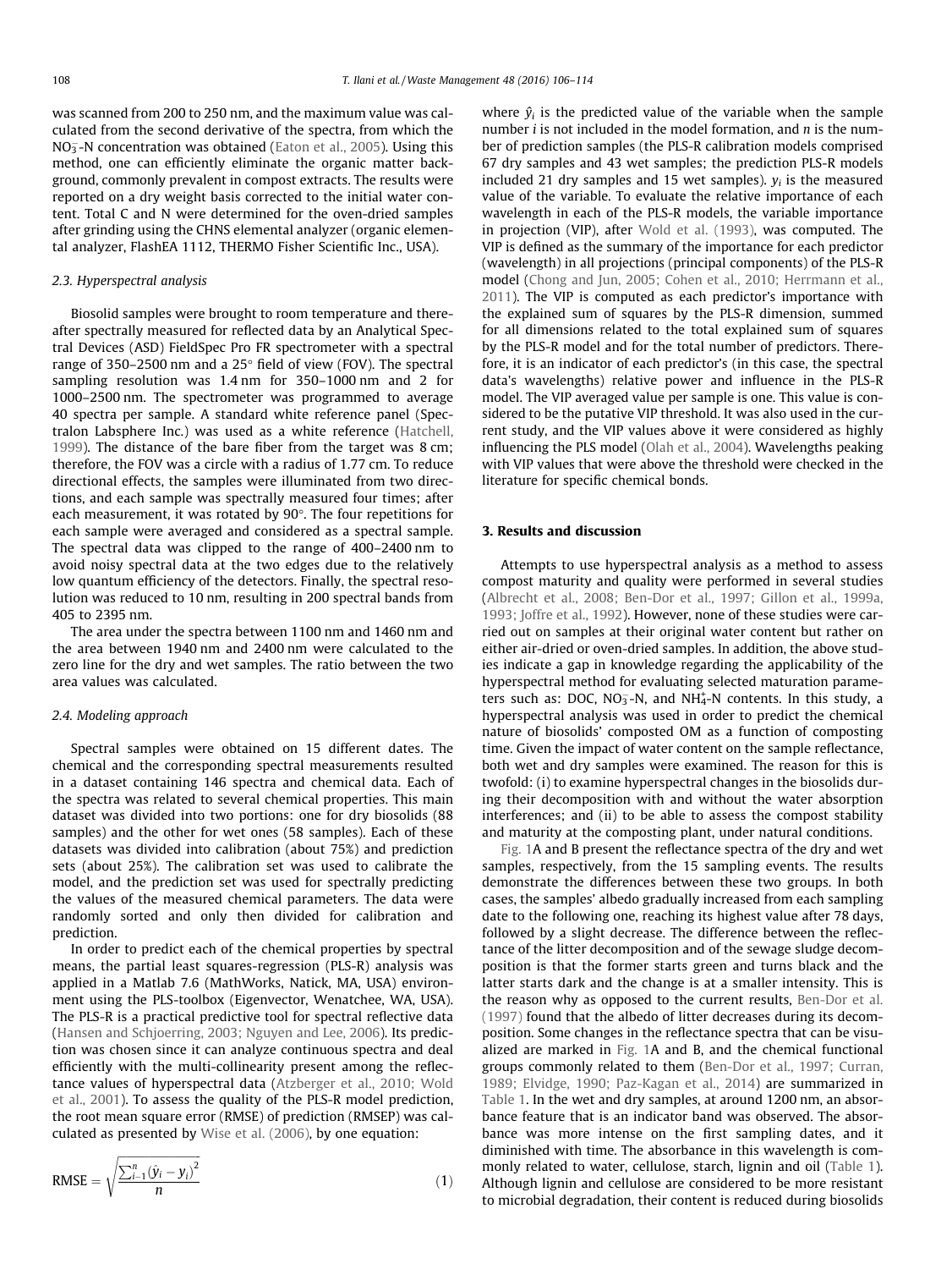was scanned from 200 to 250 nm, and the maximum value was calculated from the second derivative of the spectra, from which the $NO_3^-$-N concentration was obtained (Eaton et al., 2005). Using this method, one can efficiently eliminate the organic matter background, commonly prevalent in compost extracts. The results were reported on a dry weight basis corrected to the initial water content. Total C and N were determined for the oven-dried samples after grinding using the CHNS elemental analyzer (organic elemental analyzer, FlashEA 1112, THERMO Fisher Scientific Inc., USA).

### 2.3. Hyperspectral analysis

Biosolid samples were brought to room temperature and thereafter spectrally measured for reflected data by an Analytical Spectral Devices (ASD) FieldSpec Pro FR spectrometer with a spectral range of 350–2500 nm and a 25° field of view (FOV). The spectral sampling resolution was 1.4 nm for 350–1000 nm and 2 for 1000–2500 nm. The spectrometer was programmed to average 40 spectra per sample. A standard white reference panel (Spectralon Labsphere Inc.) was used as a white reference (Hatchell, 1999). The distance of the bare fiber from the target was 8 cm; therefore, the FOV was a circle with a radius of 1.77 cm. To reduce directional effects, the samples were illuminated from two directions, and each sample was spectrally measured four times; after each measurement, it was rotated by 90°. The four repetitions for each sample were averaged and considered as a spectral sample. The spectral data was clipped to the range of 400–2400 nm to avoid noisy spectral data at the two edges due to the relatively low quantum efficiency of the detectors. Finally, the spectral resolution was reduced to 10 nm, resulting in 200 spectral bands from 405 to 2395 nm.

The area under the spectra between 1100 nm and 1460 nm and the area between 1940 nm and 2400 nm were calculated to the zero line for the dry and wet samples. The ratio between the two area values was calculated.

### 2.4. Modeling approach

Spectral samples were obtained on 15 different dates. The chemical and the corresponding spectral measurements resulted in a dataset containing 146 spectra and chemical data. Each of the spectra was related to several chemical properties. This main dataset was divided into two portions: one for dry biosolids (88 samples) and the other for wet ones (58 samples). Each of these datasets was divided into calibration (about 75%) and prediction sets (about 25%). The calibration set was used to calibrate the model, and the prediction set was used for spectrally predicting the values of the measured chemical parameters. The data were randomly sorted and only then divided for calibration and prediction.

In order to predict each of the chemical properties by spectral means, the partial least squares-regression (PLS-R) analysis was applied in a Matlab 7.6 (MathWorks, Natick, MA, USA) environment using the PLS-toolbox (Eigenvector, Wenatchee, WA, USA). The PLS-R is a practical predictive tool for spectral reflective data (Hansen and Schjoerring, 2003; Nguyen and Lee, 2006). Its prediction was chosen since it can analyze continuous spectra and deal efficiently with the multi-collinearity present among the reflectance values of hyperspectral data (Atzberger et al., 2010; Wold et al., 2001). To assess the quality of the PLS-R model prediction, the root mean square error (RMSE) of prediction (RMSEP) was calculated as presented by Wise et al. (2006), by one equation:

$$\mathrm{RMSE} = \sqrt{\frac{\sum_{i-1}^{n}(\hat{y}_i - y_i)^2}{n}} \tag{1}$$

where $\hat{y}_i$ is the predicted value of the variable when the sample number $i$ is not included in the model formation, and $n$ is the number of prediction samples (the PLS-R calibration models comprised 67 dry samples and 43 wet samples; the prediction PLS-R models included 21 dry samples and 15 wet samples). $y_i$ is the measured value of the variable. To evaluate the relative importance of each wavelength in each of the PLS-R models, the variable importance in projection (VIP), after Wold et al. (1993), was computed. The VIP is defined as the summary of the importance for each predictor (wavelength) in all projections (principal components) of the PLS-R model (Chong and Jun, 2005; Cohen et al., 2010; Herrmann et al., 2011). The VIP is computed as each predictor's importance with the explained sum of squares by the PLS-R dimension, summed for all dimensions related to the total explained sum of squares by the PLS-R model and for the total number of predictors. Therefore, it is an indicator of each predictor's (in this case, the spectral data's wavelengths) relative power and influence in the PLS-R model. The VIP averaged value per sample is one. This value is considered to be the putative VIP threshold. It was also used in the current study, and the VIP values above it were considered as highly influencing the PLS model (Olah et al., 2004). Wavelengths peaking with VIP values that were above the threshold were checked in the literature for specific chemical bonds.

## 3. Results and discussion

Attempts to use hyperspectral analysis as a method to assess compost maturity and quality were performed in several studies (Albrecht et al., 2008; Ben-Dor et al., 1997; Gillon et al., 1999a, 1993; Joffre et al., 1992). However, none of these studies were carried out on samples at their original water content but rather on either air-dried or oven-dried samples. In addition, the above studies indicate a gap in knowledge regarding the applicability of the hyperspectral method for evaluating selected maturation parameters such as: DOC, $NO_3^-$-N, and $NH_4^+$-N contents. In this study, a hyperspectral analysis was used in order to predict the chemical nature of biosolids' composted OM as a function of composting time. Given the impact of water content on the sample reflectance, both wet and dry samples were examined. The reason for this is twofold: (i) to examine hyperspectral changes in the biosolids during their decomposition with and without the water absorption interferences; and (ii) to be able to assess the compost stability and maturity at the composting plant, under natural conditions.

Fig. 1A and B present the reflectance spectra of the dry and wet samples, respectively, from the 15 sampling events. The results demonstrate the differences between these two groups. In both cases, the samples' albedo gradually increased from each sampling date to the following one, reaching its highest value after 78 days, followed by a slight decrease. The difference between the reflectance of the litter decomposition and of the sewage sludge decomposition is that the former starts green and turns black and the latter starts dark and the change is at a smaller intensity. This is the reason why as opposed to the current results, Ben-Dor et al. (1997) found that the albedo of litter decreases during its decomposition. Some changes in the reflectance spectra that can be visualized are marked in Fig. 1A and B, and the chemical functional groups commonly related to them (Ben-Dor et al., 1997; Curran, 1989; Elvidge, 1990; Paz-Kagan et al., 2014) are summarized in Table 1. In the wet and dry samples, at around 1200 nm, an absorbance feature that is an indicator band was observed. The absorbance was more intense on the first sampling dates, and it diminished with time. The absorbance in this wavelength is commonly related to water, cellulose, starch, lignin and oil (Table 1). Although lignin and cellulose are considered to be more resistant to microbial degradation, their content is reduced during biosolids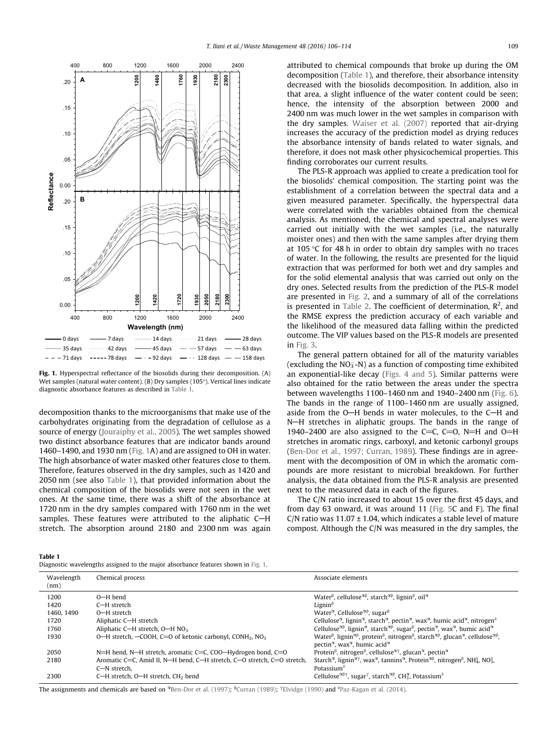Fig. 1. Hyperspectral reflectance of the biosolids during their decomposition. (A) Wet samples (natural water content). (B) Dry samples (105°). Vertical lines indicate diagnostic absorbance features as described in Table 1.

decomposition thanks to the microorganisms that make use of the carbohydrates originating from the degradation of cellulose as a source of energy (Jouraiphy et al., 2005). The wet samples showed two distinct absorbance features that are indicator bands around 1460–1490, and 1930 nm (Fig. 1A) and are assigned to OH in water. The high absorbance of water masked other features close to them. Therefore, features observed in the dry samples, such as 1420 and 2050 nm (see also Table 1), that provided information about the chemical composition of the biosolids were not seen in the wet ones. At the same time, there was a shift of the absorbance at 1720 nm in the dry samples compared with 1760 nm in the wet samples. These features were attributed to the aliphatic C—H stretch. The absorption around 2180 and 2300 nm was again attributed to chemical compounds that broke up during the OM decomposition (Table 1), and therefore, their absorbance intensity decreased with the biosolids decomposition. In addition, also in that area, a slight influence of the water content could be seen; hence, the intensity of the absorption between 2000 and 2400 nm was much lower in the wet samples in comparison with the dry samples. Waiser et al. (2007) reported that air-drying increases the accuracy of the prediction model as drying reduces the absorbance intensity of bands related to water signals, and therefore, it does not mask other physicochemical properties. This finding corroborates our current results.

The PLS-R approach was applied to create a predication tool for the biosolids' chemical composition. The starting point was the establishment of a correlation between the spectral data and a given measured parameter. Specifically, the hyperspectral data were correlated with the variables obtained from the chemical analysis. As mentioned, the chemical and spectral analyses were carried out initially with the wet samples (i.e., the naturally moister ones) and then with the same samples after drying them at 105 °C for 48 h in order to obtain dry samples with no traces of water. In the following, the results are presented for the liquid extraction that was performed for both wet and dry samples and for the solid elemental analysis that was carried out only on the dry ones. Selected results from the prediction of the PLS-R model are presented in Fig. 2, and a summary of all of the correlations is presented in Table 2. The coefficient of determination, $R^2$, and the RMSE express the prediction accuracy of each variable and the likelihood of the measured data falling within the predicted outcome. The VIP values based on the PLS-R models are presented in Fig. 3.

The general pattern obtained for all of the maturity variables (excluding the $NO_3^-$-N) as a function of composting time exhibited an exponential-like decay (Figs. 4 and 5). Similar patterns were also obtained for the ratio between the areas under the spectra between wavelengths 1100–1460 nm and 1940–2400 nm (Fig. 6). The bands in the range of 1100–1460 nm are usually assigned, aside from the O—H bends in water molecules, to the C—H and N—H stretches in aliphatic groups. The bands in the range of 1940–2400 are also assigned to the C=C, C=O, N=H and O=H stretches in aromatic rings, carboxyl, and ketonic carbonyl groups (Ben-Dor et al., 1997; Curran, 1989). These findings are in agreement with the decomposition of OM in which the aromatic compounds are more resistant to microbial breakdown. For further analysis, the data obtained from the PLS-R analysis are presented next to the measured data in each of the figures.

The C/N ratio increased to about 15 over the first 45 days, and from day 63 onward, it was around 11 (Fig. 5C and F). The final C/N ratio was 11.07 ± 1.04, which indicates a stable level of mature compost. Although the C/N was measured in the dry samples, the

**Table 1**
Diagnostic wavelengths assigned to the major absorbance features shown in Fig. 1.

| Wavelength (nm) | Chemical process | Associate elements |
|---|---|---|
| 1200 | O—H bend | Water[β], cellulose[αβ], starch[αβ], lignin[β], oil[α] |
| 1420 | C—H stretch | Lignin[β] |
| 1460, 1490 | O—H stretch | Water[α], Cellulose[αβ], sugar[β] |
| 1720 | Aliphatic C—H stretch | Cellulose[α], lignin[α], starch[α], pectin[α], wax[α], humic acid[α], nitrogen[δ] |
| 1760 | Aliphatic C—H stretch, O—H $NO_3$ | Cellulose[αβ], lignin[α], starch[αβ], sugar[β], pectin[α], wax[α], humic acid[α] |
| 1930 | O—H stretch, —COOH, C=O of ketonic carbonyl, $CONH_2$, $NO_3$ | Water[β], lignin[αβ], protein[β], nitrogen[β], starch[αβ], glucan[α], cellulose[αβ], pectin[α], wax[α], humic acid[α] |
| 2050 | N=H bend, N—H stretch, aromatic C=C, COO—Hydrogen bond, C=O | Protein[β], nitrogen[β], cellulose[αγ], glucan[α], pectin[α] |
| 2180 | Aromatic C=C, Amid II, N—H bend, C—H stretch, C—O stretch, C=O stretch, C—N stretch, | Starch[α], lignin[αγ], wax[α], tannins[α], Protein[αβ], nitrogen[β], $NH_4^δ$, $NO_3^δ$, Potassium[δ] |
| 2300 | C—H stretch, O—H stretch, $CH_2$ bend | Cellulose[αβγ], sugar[γ], starch[αβ], $CH_3^α$, Potassium[δ] |

The assignments and chemicals are based on [α]Ben-Dor et al. (1997); [β]Curran (1989); [γ]Elvidge (1990) and [δ]Paz-Kagan et al. (2014).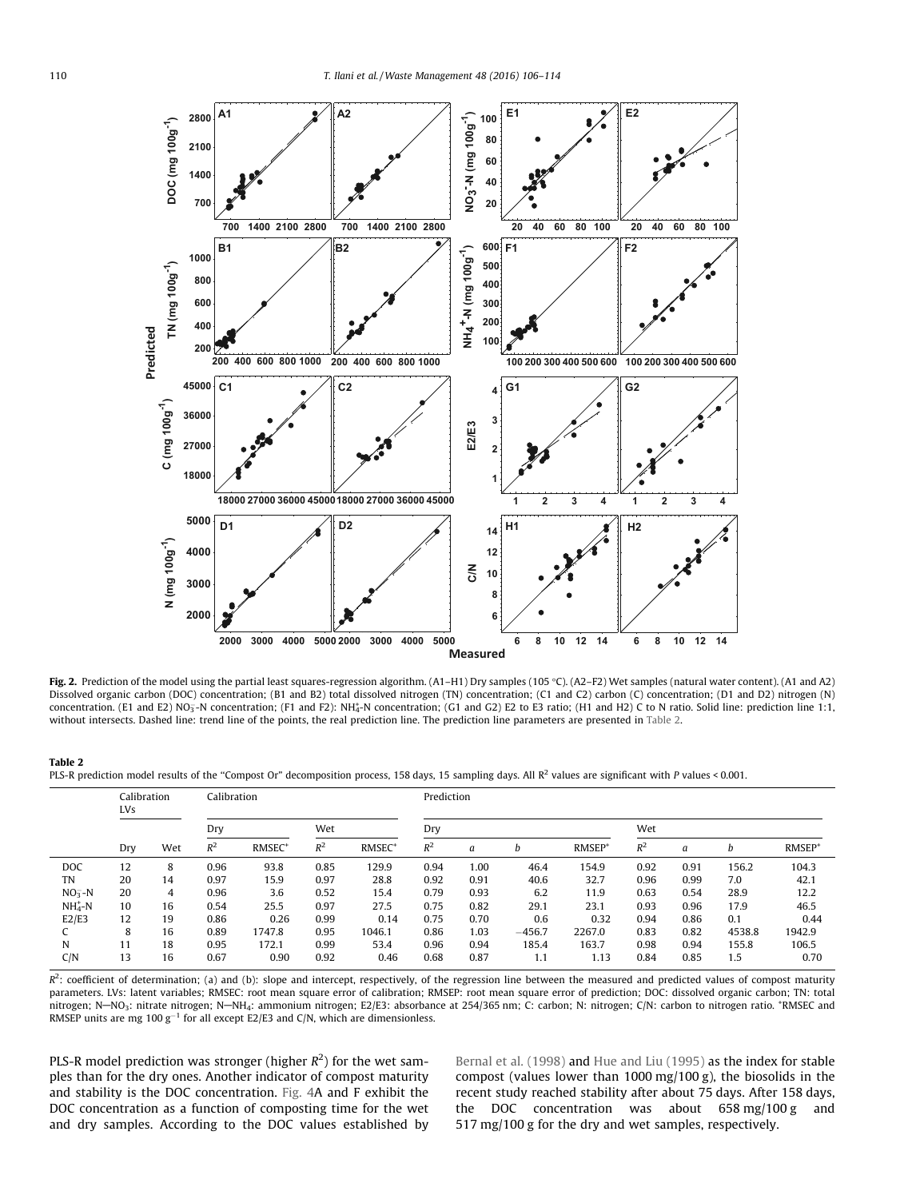**Fig. 2.** Prediction of the model using the partial least squares-regression algorithm. (A1–H1) Dry samples (105 °C). (A2–F2) Wet samples (natural water content). (A1 and A2) Dissolved organic carbon (DOC) concentration; (B1 and B2) total dissolved nitrogen (TN) concentration; (C1 and C2) carbon (C) concentration; (D1 and D2) nitrogen (N) concentration. (E1 and E2) $NO_3$-N concentration; (F1 and F2): $NH_4^+$-N concentration; (G1 and G2) E2 to E3 ratio; (H1 and H2) C to N ratio. Solid line: prediction line 1:1, without intersects. Dashed line: trend line of the points, the real prediction line. The prediction line parameters are presented in Table 2.

**Table 2**
PLS-R prediction model results of the "Compost Or" decomposition process, 158 days, 15 sampling days. All $R^2$ values are significant with $P$ values < 0.001.

| | Calibration LVs | | Calibration | | | | Prediction | | | | | | | |
|---|---|---|---|---|---|---|---|---|---|---|---|---|---|---|
| | | | Dry | | Wet | | Dry | | | | Wet | | | |
| | Dry | Wet | $R^2$ | RMSEC* | $R^2$ | RMSEC* | $R^2$ | $a$ | $b$ | RMSEP* | $R^2$ | $a$ | $b$ | RMSEP* |
| DOC | 12 | 8 | 0.96 | 93.8 | 0.85 | 129.9 | 0.94 | 1.00 | 46.4 | 154.9 | 0.92 | 0.91 | 156.2 | 104.3 |
| TN | 20 | 14 | 0.97 | 15.9 | 0.97 | 28.8 | 0.92 | 0.91 | 40.6 | 32.7 | 0.96 | 0.99 | 7.0 | 42.1 |
| $NO_3$-N | 20 | 4 | 0.96 | 3.6 | 0.52 | 15.4 | 0.79 | 0.93 | 6.2 | 11.9 | 0.63 | 0.54 | 28.9 | 12.2 |
| $NH_4^+$-N | 10 | 16 | 0.54 | 25.5 | 0.97 | 27.5 | 0.75 | 0.82 | 29.1 | 23.1 | 0.93 | 0.96 | 17.9 | 46.5 |
| E2/E3 | 12 | 19 | 0.86 | 0.26 | 0.99 | 0.14 | 0.75 | 0.70 | 0.6 | 0.32 | 0.94 | 0.86 | 0.1 | 0.44 |
| C | 8 | 16 | 0.89 | 1747.8 | 0.95 | 1046.1 | 0.86 | 1.03 | −456.7 | 2267.0 | 0.83 | 0.82 | 4538.8 | 1942.9 |
| N | 11 | 18 | 0.95 | 172.1 | 0.99 | 53.4 | 0.96 | 0.94 | 185.4 | 163.7 | 0.98 | 0.94 | 155.8 | 106.5 |
| C/N | 13 | 16 | 0.67 | 0.90 | 0.92 | 0.46 | 0.68 | 0.87 | 1.1 | 1.13 | 0.84 | 0.85 | 1.5 | 0.70 |

$R^2$: coefficient of determination; (a) and (b): slope and intercept, respectively, of the regression line between the measured and predicted values of compost maturity parameters. LVs: latent variables; RMSEC: root mean square error of calibration; RMSEP: root mean square error of prediction; DOC: dissolved organic carbon; TN: total nitrogen; N—$NO_3$: nitrate nitrogen; N—$NH_4$: ammonium nitrogen; E2/E3: absorbance at 254/365 nm; C: carbon; N: nitrogen; C/N: carbon to nitrogen ratio. *RMSEC and RMSEP units are mg 100 $g^{-1}$ for all except E2/E3 and C/N, which are dimensionless.

PLS-R model prediction was stronger (higher $R^2$) for the wet samples than for the dry ones. Another indicator of compost maturity and stability is the DOC concentration. Fig. 4A and F exhibit the DOC concentration as a function of composting time for the wet and dry samples. According to the DOC values established by Bernal et al. (1998) and Hue and Liu (1995) as the index for stable compost (values lower than 1000 mg/100 g), the biosolids in the recent study reached stability after about 75 days. After 158 days, the DOC concentration was about 658 mg/100 g and 517 mg/100 g for the dry and wet samples, respectively.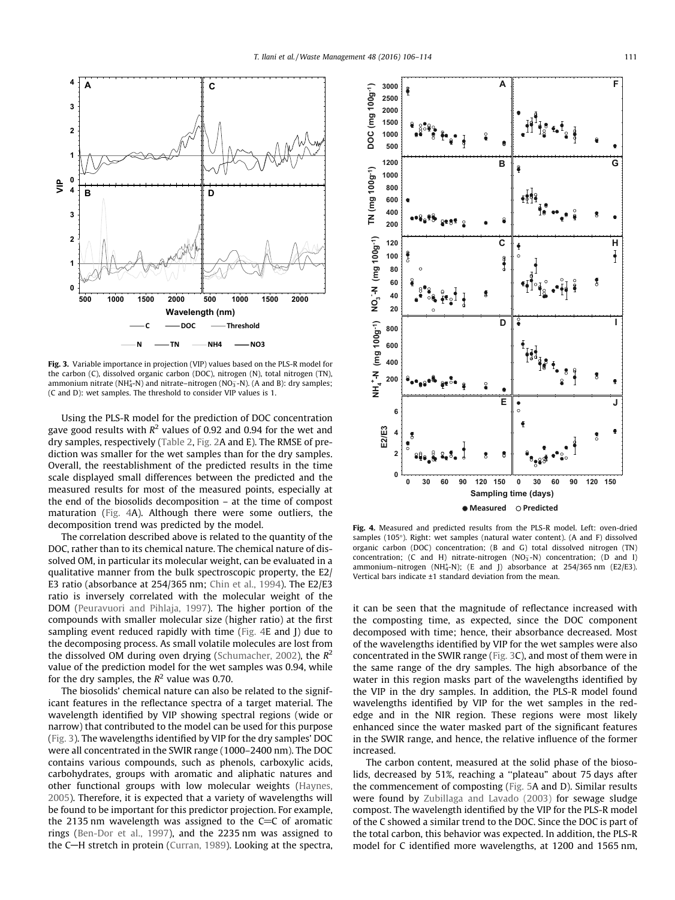**Fig. 3.** Variable importance in projection (VIP) values based on the PLS-R model for the carbon (C), dissolved organic carbon (DOC), nitrogen (N), total nitrogen (TN), ammonium nitrate ($NH_4^+$-N) and nitrate–nitrogen ($NO_3^-$-N). (A and B): dry samples; (C and D): wet samples. The threshold to consider VIP values is 1.

Using the PLS-R model for the prediction of DOC concentration gave good results with $R^2$ values of 0.92 and 0.94 for the wet and dry samples, respectively (Table 2, Fig. 2A and E). The RMSE of prediction was smaller for the wet samples than for the dry samples. Overall, the reestablishment of the predicted results in the time scale displayed small differences between the predicted and the measured results for most of the measured points, especially at the end of the biosolids decomposition – at the time of compost maturation (Fig. 4A). Although there were some outliers, the decomposition trend was predicted by the model.

The correlation described above is related to the quantity of the DOC, rather than to its chemical nature. The chemical nature of dissolved OM, in particular its molecular weight, can be evaluated in a qualitative manner from the bulk spectroscopic property, the E2/E3 ratio (absorbance at 254/365 nm; Chin et al., 1994). The E2/E3 ratio is inversely correlated with the molecular weight of the DOM (Peuravuori and Pihlaja, 1997). The higher portion of the compounds with smaller molecular size (higher ratio) at the first sampling event reduced rapidly with time (Fig. 4E and J) due to the decomposing process. As small volatile molecules are lost from the dissolved OM during oven drying (Schumacher, 2002), the $R^2$ value of the prediction model for the wet samples was 0.94, while for the dry samples, the $R^2$ value was 0.70.

The biosolids' chemical nature can also be related to the significant features in the reflectance spectra of a target material. The wavelength identified by VIP showing spectral regions (wide or narrow) that contributed to the model can be used for this purpose (Fig. 3). The wavelengths identified by VIP for the dry samples' DOC were all concentrated in the SWIR range (1000–2400 nm). The DOC contains various compounds, such as phenols, carboxylic acids, carbohydrates, groups with aromatic and aliphatic natures and other functional groups with low molecular weights (Haynes, 2005). Therefore, it is expected that a variety of wavelengths will be found to be important for this predictor projection. For example, the 2135 nm wavelength was assigned to the C=C of aromatic rings (Ben-Dor et al., 1997), and the 2235 nm was assigned to the C—H stretch in protein (Curran, 1989). Looking at the spectra,

**Fig. 4.** Measured and predicted results from the PLS-R model. Left: oven-dried samples (105°). Right: wet samples (natural water content). (A and F) dissolved organic carbon (DOC) concentration; (B and G) total dissolved nitrogen (TN) concentration; (C and H) nitrate-nitrogen ($NO_3^-$-N) concentration; (D and I) ammonium–nitrogen ($NH_4^+$-N); (E and J) absorbance at 254/365 nm (E2/E3). Vertical bars indicate ±1 standard deviation from the mean.

it can be seen that the magnitude of reflectance increased with the composting time, as expected, since the DOC component decomposed with time; hence, their absorbance decreased. Most of the wavelengths identified by VIP for the wet samples were also concentrated in the SWIR range (Fig. 3C), and most of them were in the same range of the dry samples. The high absorbance of the water in this region masks part of the wavelengths identified by the VIP in the dry samples. In addition, the PLS-R model found wavelengths identified by VIP for the wet samples in the red-edge and in the NIR region. These regions were most likely enhanced since the water masked part of the significant features in the SWIR range, and hence, the relative influence of the former increased.

The carbon content, measured at the solid phase of the biosolids, decreased by 51%, reaching a "plateau" about 75 days after the commencement of composting (Fig. 5A and D). Similar results were found by Zubillaga and Lavado (2003) for sewage sludge compost. The wavelength identified by the VIP for the PLS-R model of the C showed a similar trend to the DOC. Since the DOC is part of the total carbon, this behavior was expected. In addition, the PLS-R model for C identified more wavelengths, at 1200 and 1565 nm,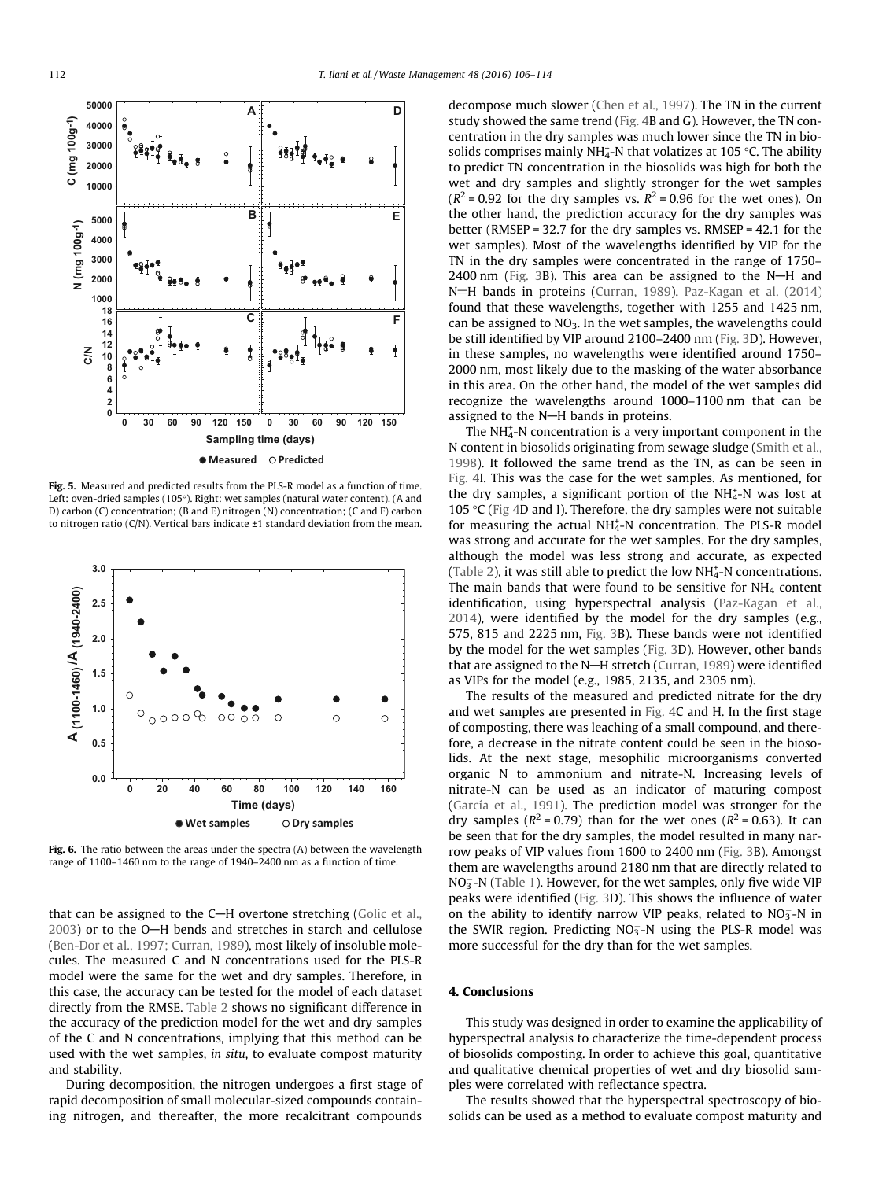Fig. 5. Measured and predicted results from the PLS-R model as a function of time. Left: oven-dried samples (105°). Right: wet samples (natural water content). (A and D) carbon (C) concentration; (B and E) nitrogen (N) concentration; (C and F) carbon to nitrogen ratio (C/N). Vertical bars indicate ±1 standard deviation from the mean.

Fig. 6. The ratio between the areas under the spectra (A) between the wavelength range of 1100–1460 nm to the range of 1940–2400 nm as a function of time.

that can be assigned to the C—H overtone stretching (Golic et al., 2003) or to the O—H bends and stretches in starch and cellulose (Ben-Dor et al., 1997; Curran, 1989), most likely of insoluble molecules. The measured C and N concentrations used for the PLS-R model were the same for the wet and dry samples. Therefore, in this case, the accuracy can be tested for the model of each dataset directly from the RMSE. Table 2 shows no significant difference in the accuracy of the prediction model for the wet and dry samples of the C and N concentrations, implying that this method can be used with the wet samples, *in situ*, to evaluate compost maturity and stability.

During decomposition, the nitrogen undergoes a first stage of rapid decomposition of small molecular-sized compounds containing nitrogen, and thereafter, the more recalcitrant compounds decompose much slower (Chen et al., 1997). The TN in the current study showed the same trend (Fig. 4B and G). However, the TN concentration in the dry samples was much lower since the TN in biosolids comprises mainly $NH_4^+$-N that volatizes at 105 °C. The ability to predict TN concentration in the biosolids was high for both the wet and dry samples and slightly stronger for the wet samples ($R^2$ = 0.92 for the dry samples vs. $R^2$ = 0.96 for the wet ones). On the other hand, the prediction accuracy for the dry samples was better (RMSEP = 32.7 for the dry samples vs. RMSEP = 42.1 for the wet samples). Most of the wavelengths identified by VIP for the TN in the dry samples were concentrated in the range of 1750–2400 nm (Fig. 3B). This area can be assigned to the N—H and N=H bands in proteins (Curran, 1989). Paz-Kagan et al. (2014) found that these wavelengths, together with 1255 and 1425 nm, can be assigned to $NO_3$. In the wet samples, the wavelengths could be still identified by VIP around 2100–2400 nm (Fig. 3D). However, in these samples, no wavelengths were identified around 1750–2000 nm, most likely due to the masking of the water absorbance in this area. On the other hand, the model of the wet samples did recognize the wavelengths around 1000–1100 nm that can be assigned to the N—H bands in proteins.

The $NH_4^+$-N concentration is a very important component in the N content in biosolids originating from sewage sludge (Smith et al., 1998). It followed the same trend as the TN, as can be seen in Fig. 4I. This was the case for the wet samples. As mentioned, for the dry samples, a significant portion of the $NH_4^+$-N was lost at 105 °C (Fig 4D and I). Therefore, the dry samples were not suitable for measuring the actual $NH_4^+$-N concentration. The PLS-R model was strong and accurate for the wet samples. For the dry samples, although the model was less strong and accurate, as expected (Table 2), it was still able to predict the low $NH_4^+$-N concentrations. The main bands that were found to be sensitive for $NH_4$ content identification, using hyperspectral analysis (Paz-Kagan et al., 2014), were identified by the model for the dry samples (e.g., 575, 815 and 2225 nm, Fig. 3B). These bands were not identified by the model for the wet samples (Fig. 3D). However, other bands that are assigned to the N—H stretch (Curran, 1989) were identified as VIPs for the model (e.g., 1985, 2135, and 2305 nm).

The results of the measured and predicted nitrate for the dry and wet samples are presented in Fig. 4C and H. In the first stage of composting, there was leaching of a small compound, and therefore, a decrease in the nitrate content could be seen in the biosolids. At the next stage, mesophilic microorganisms converted organic N to ammonium and nitrate-N. Increasing levels of nitrate-N can be used as an indicator of maturing compost (García et al., 1991). The prediction model was stronger for the dry samples ($R^2$ = 0.79) than for the wet ones ($R^2$ = 0.63). It can be seen that for the dry samples, the model resulted in many narrow peaks of VIP values from 1600 to 2400 nm (Fig. 3B). Amongst them are wavelengths around 2180 nm that are directly related to $NO_3^-$-N (Table 1). However, for the wet samples, only five wide VIP peaks were identified (Fig. 3D). This shows the influence of water on the ability to identify narrow VIP peaks, related to $NO_3^-$-N in the SWIR region. Predicting $NO_3^-$-N using the PLS-R model was more successful for the dry than for the wet samples.

## 4. Conclusions

This study was designed in order to examine the applicability of hyperspectral analysis to characterize the time-dependent process of biosolids composting. In order to achieve this goal, quantitative and qualitative chemical properties of wet and dry biosolid samples were correlated with reflectance spectra.

The results showed that the hyperspectral spectroscopy of biosolids can be used as a method to evaluate compost maturity and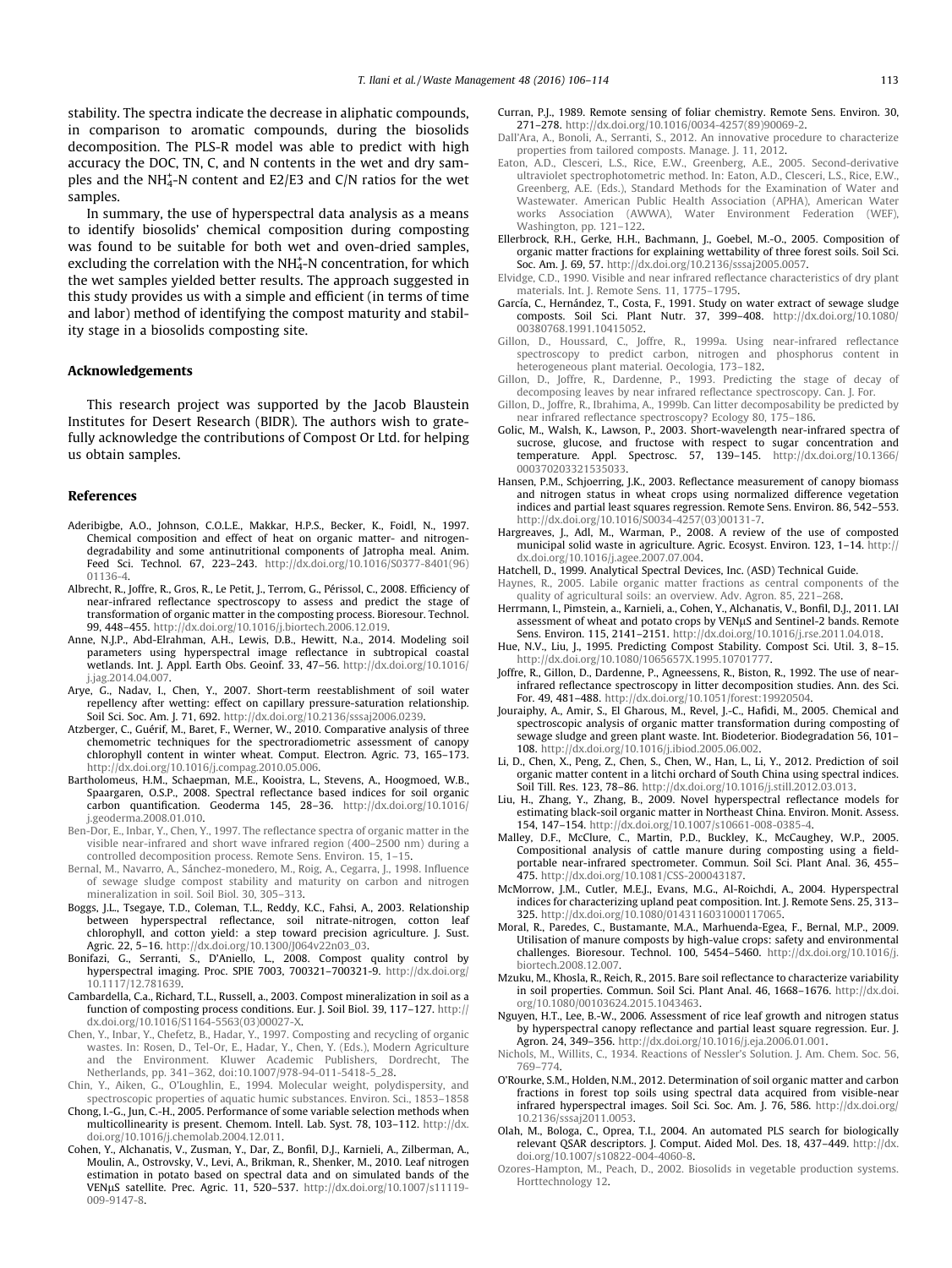stability. The spectra indicate the decrease in aliphatic compounds, in comparison to aromatic compounds, during the biosolids decomposition. The PLS-R model was able to predict with high accuracy the DOC, TN, C, and N contents in the wet and dry samples and the $NH_4^+$-N content and E2/E3 and C/N ratios for the wet samples.

In summary, the use of hyperspectral data analysis as a means to identify biosolids' chemical composition during composting was found to be suitable for both wet and oven-dried samples, excluding the correlation with the $NH_4^+$-N concentration, for which the wet samples yielded better results. The approach suggested in this study provides us with a simple and efficient (in terms of time and labor) method of identifying the compost maturity and stability stage in a biosolids composting site.

## Acknowledgements

This research project was supported by the Jacob Blaustein Institutes for Desert Research (BIDR). The authors wish to gratefully acknowledge the contributions of Compost Or Ltd. for helping us obtain samples.

## References

Aderibigbe, A.O., Johnson, C.O.L.E., Makkar, H.P.S., Becker, K., Foidl, N., 1997. Chemical composition and effect of heat on organic matter- and nitrogen-degradability and some antinutritional components of Jatropha meal. Anim. Feed Sci. Technol. 67, 223–243. http://dx.doi.org/10.1016/S0377-8401(96)01136-4.

Albrecht, R., Joffre, R., Gros, R., Le Petit, J., Terrom, G., Périssol, C., 2008. Efficiency of near-infrared reflectance spectroscopy to assess and predict the stage of transformation of organic matter in the composting process. Bioresour. Technol. 99, 448–455. http://dx.doi.org/10.1016/j.biortech.2006.12.019.

Anne, N.J.P., Abd-Elrahman, A.H., Lewis, D.B., Hewitt, N.a., 2014. Modeling soil parameters using hyperspectral image reflectance in subtropical coastal wetlands. Int. J. Appl. Earth Obs. Geoinf. 33, 47–56. http://dx.doi.org/10.1016/j.jag.2014.04.007.

Arye, G., Nadav, I., Chen, Y., 2007. Short-term reestablishment of soil water repellency after wetting: effect on capillary pressure-saturation relationship. Soil Sci. Soc. Am. J. 71, 692. http://dx.doi.org/10.2136/sssaj2006.0239.

Atzberger, C., Guérif, M., Baret, F., Werner, W., 2010. Comparative analysis of three chemometric techniques for the spectroradiometric assessment of canopy chlorophyll content in winter wheat. Comput. Electron. Agric. 73, 165–173. http://dx.doi.org/10.1016/j.compag.2010.05.006.

Bartholomeus, H.M., Schaepman, M.E., Kooistra, L., Stevens, A., Hoogmoed, W.B., Spaargaren, O.S.P., 2008. Spectral reflectance based indices for soil organic carbon quantification. Geoderma 145, 28–36. http://dx.doi.org/10.1016/j.geoderma.2008.01.010.

Ben-Dor, E., Inbar, Y., Chen, Y., 1997. The reflectance spectra of organic matter in the visible near-infrared and short wave infrared region (400–2500 nm) during a controlled decomposition process. Remote Sens. Environ. 15, 1–15.

Bernal, M., Navarro, A., Sánchez-monedero, M., Roig, A., Cegarra, J., 1998. Influence of sewage sludge compost stability and maturity on carbon and nitrogen mineralization in soil. Soil Biol. 30, 305–313.

Boggs, J.L., Tsegaye, T.D., Coleman, T.L., Reddy, K.C., Fahsi, A., 2003. Relationship between hyperspectral reflectance, soil nitrate-nitrogen, cotton leaf chlorophyll, and cotton yield: a step toward precision agriculture. J. Sust. Agric. 22, 5–16. http://dx.doi.org/10.1300/J064v22n03_03.

Bonifazi, G., Serranti, S., D'Aniello, L., 2008. Compost quality control by hyperspectral imaging. Proc. SPIE 7003, 700321–700321-9. http://dx.doi.org/10.1117/12.781639.

Cambardella, C.a., Richard, T.L., Russell, a., 2003. Compost mineralization in soil as a function of composting process conditions. Eur. J. Soil Biol. 39, 117–127. http://dx.doi.org/10.1016/S1164-5563(03)00027-X.

Chen, Y., Inbar, Y., Chefetz, B., Hadar, Y., 1997. Composting and recycling of organic wastes. In: Rosen, D., Tel-Or, E., Hadar, Y., Chen, Y. (Eds.), Modern Agriculture and the Environment. Kluwer Academic Publishers, Dordrecht, The Netherlands, pp. 341–362, doi:10.1007/978-94-011-5418-5_28.

Chin, Y., Aiken, G., O'Loughlin, E., 1994. Molecular weight, polydispersity, and spectroscopic properties of aquatic humic substances. Environ. Sci., 1853–1858

Chong, I.-G., Jun, C.-H., 2005. Performance of some variable selection methods when multicollinearity is present. Chemom. Intell. Lab. Syst. 78, 103–112. http://dx.doi.org/10.1016/j.chemolab.2004.12.011.

Cohen, Y., Alchanatis, V., Zusman, Y., Dar, Z., Bonfil, D.J., Karnieli, A., Zilberman, A., Moulin, A., Ostrovsky, V., Levi, A., Brikman, R., Shenker, M., 2010. Leaf nitrogen estimation in potato based on spectral data and on simulated bands of the VENμS satellite. Prec. Agric. 11, 520–537. http://dx.doi.org/10.1007/s11119-009-9147-8.

Curran, P.J., 1989. Remote sensing of foliar chemistry. Remote Sens. Environ. 30, 271–278. http://dx.doi.org/10.1016/0034-4257(89)90069-2.

Dall'Ara, A., Bonoli, A., Serranti, S., 2012. An innovative procedure to characterize properties from tailored composts. Manage. J. 11, 2012.

Eaton, A.D., Clesceri, L.S., Rice, E.W., Greenberg, A.E., 2005. Second-derivative ultraviolet spectrophotometric method. In: Eaton, A.D., Clesceri, L.S., Rice, E.W., Greenberg, A.E. (Eds.), Standard Methods for the Examination of Water and Wastewater. American Public Health Association (APHA), American Water works Association (AWWA), Water Environment Federation (WEF), Washington, pp. 121–122.

Ellerbrock, R.H., Gerke, H.H., Bachmann, J., Goebel, M.-O., 2005. Composition of organic matter fractions for explaining wettability of three forest soils. Soil Sci. Soc. Am. J. 69, 57. http://dx.doi.org/10.2136/sssaj2005.0057.

Elvidge, C.D., 1990. Visible and near infrared reflectance characteristics of dry plant materials. Int. J. Remote Sens. 11, 1775–1795.

García, C., Hernández, T., Costa, F., 1991. Study on water extract of sewage sludge composts. Soil Sci. Plant Nutr. 37, 399–408. http://dx.doi.org/10.1080/00380768.1991.10415052.

Gillon, D., Houssard, C., Joffre, R., 1999a. Using near-infrared reflectance spectroscopy to predict carbon, nitrogen and phosphorus content in heterogeneous plant material. Oecologia, 173–182.

Gillon, D., Joffre, R., Dardenne, P., 1993. Predicting the stage of decay of decomposing leaves by near infrared reflectance spectroscopy. Can. J. For.

Gillon, D., Joffre, R., Ibrahima, A., 1999b. Can litter decomposability be predicted by near infrared reflectance spectroscopy? Ecology 80, 175–186.

Golic, M., Walsh, K., Lawson, P., 2003. Short-wavelength near-infrared spectra of sucrose, glucose, and fructose with respect to sugar concentration and temperature. Appl. Spectrosc. 57, 139–145. http://dx.doi.org/10.1366/000370203321535033.

Hansen, P.M., Schjoerring, J.K., 2003. Reflectance measurement of canopy biomass and nitrogen status in wheat crops using normalized difference vegetation indices and partial least squares regression. Remote Sens. Environ. 86, 542–553. http://dx.doi.org/10.1016/S0034-4257(03)00131-7.

Hargreaves, J., Adl, M., Warman, P., 2008. A review of the use of composted municipal solid waste in agriculture. Agric. Ecosyst. Environ. 123, 1–14. http://dx.doi.org/10.1016/j.agee.2007.07.004.

Hatchell, D., 1999. Analytical Spectral Devices, Inc. (ASD) Technical Guide.

Haynes, R., 2005. Labile organic matter fractions as central components of the quality of agricultural soils: an overview. Adv. Agron. 85, 221–268.

Herrmann, I., Pimstein, a., Karnieli, a., Cohen, Y., Alchanatis, V., Bonfil, D.J., 2011. LAI assessment of wheat and potato crops by VENμS and Sentinel-2 bands. Remote Sens. Environ. 115, 2141–2151. http://dx.doi.org/10.1016/j.rse.2011.04.018.

Hue, N.V., Liu, J., 1995. Predicting Compost Stability. Compost Sci. Util. 3, 8–15. http://dx.doi.org/10.1080/1065657X.1995.10701777.

Joffre, R., Gillon, D., Dardenne, P., Agneessens, R., Biston, R., 1992. The use of near-infrared reflectance spectroscopy in litter decomposition studies. Ann. des Sci. For. 49, 481–488. http://dx.doi.org/10.1051/forest:19920504.

Jouraiphy, A., Amir, S., El Gharous, M., Revel, J.-C., Hafidi, M., 2005. Chemical and spectroscopic analysis of organic matter transformation during composting of sewage sludge and green plant waste. Int. Biodeterior. Biodegradation 56, 101–108. http://dx.doi.org/10.1016/j.ibiod.2005.06.002.

Li, D., Chen, X., Peng, Z., Chen, S., Chen, W., Han, L., Li, Y., 2012. Prediction of soil organic matter content in a litchi orchard of South China using spectral indices. Soil Till. Res. 123, 78–86. http://dx.doi.org/10.1016/j.still.2012.03.013.

Liu, H., Zhang, Y., Zhang, B., 2009. Novel hyperspectral reflectance models for estimating black-soil organic matter in Northeast China. Environ. Monit. Assess. 154, 147–154. http://dx.doi.org/10.1007/s10661-008-0385-4.

Malley, D.F., McClure, C., Martin, P.D., Buckley, K., McCaughey, W.P., 2005. Compositional analysis of cattle manure during composting using a field-portable near-infrared spectrometer. Commun. Soil Sci. Plant Anal. 36, 455–475. http://dx.doi.org/10.1081/CSS-200043187.

McMorrow, J.M., Cutler, M.E.J., Evans, M.G., Al-Roichdi, A., 2004. Hyperspectral indices for characterizing upland peat composition. Int. J. Remote Sens. 25, 313–325. http://dx.doi.org/10.1080/0143116031000117065.

Moral, R., Paredes, C., Bustamante, M.A., Marhuenda-Egea, F., Bernal, M.P., 2009. Utilisation of manure composts by high-value crops: safety and environmental challenges. Bioresour. Technol. 100, 5454–5460. http://dx.doi.org/10.1016/j.biortech.2008.12.007.

Mzuku, M., Khosla, R., Reich, R., 2015. Bare soil reflectance to characterize variability in soil properties. Commun. Soil Sci. Plant Anal. 46, 1668–1676. http://dx.doi.org/10.1080/00103624.2015.1043463.

Nguyen, H.T., Lee, B.-W., 2006. Assessment of rice leaf growth and nitrogen status by hyperspectral canopy reflectance and partial least square regression. Eur. J. Agron. 24, 349–356. http://dx.doi.org/10.1016/j.eja.2006.01.001.

Nichols, M., Willits, C., 1934. Reactions of Nessler's Solution. J. Am. Chem. Soc. 56, 769–774.

O'Rourke, S.M., Holden, N.M., 2012. Determination of soil organic matter and carbon fractions in forest top soils using spectral data acquired from visible-near infrared hyperspectral images. Soil Sci. Soc. Am. J. 76, 586. http://dx.doi.org/10.2136/sssaj2011.0053.

Olah, M., Bologa, C., Oprea, T.I., 2004. An automated PLS search for biologically relevant QSAR descriptors. J. Comput. Aided Mol. Des. 18, 437–449. http://dx.doi.org/10.1007/s10822-004-4060-8.

Ozores-Hampton, M., Peach, D., 2002. Biosolids in vegetable production systems. Horttechnology 12.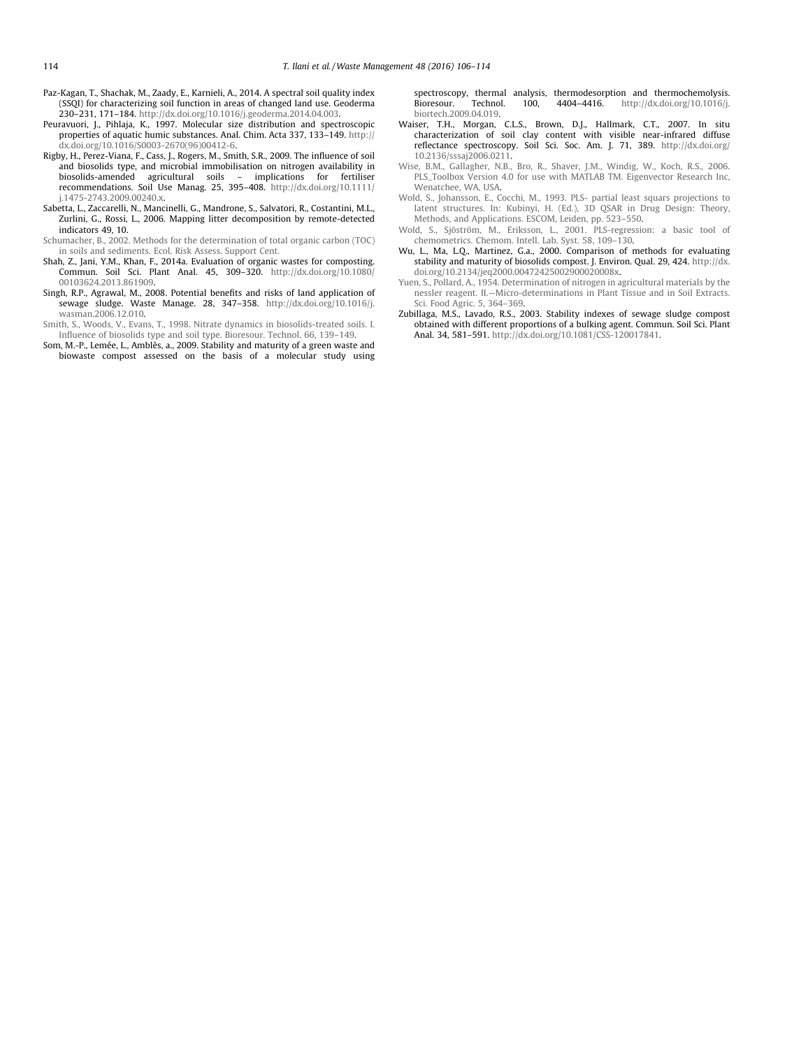Paz-Kagan, T., Shachak, M., Zaady, E., Karnieli, A., 2014. A spectral soil quality index (SSQI) for characterizing soil function in areas of changed land use. Geoderma 230–231, 171–184. http://dx.doi.org/10.1016/j.geoderma.2014.04.003.

Peuravuori, J., Pihlaja, K., 1997. Molecular size distribution and spectroscopic properties of aquatic humic substances. Anal. Chim. Acta 337, 133–149. http://dx.doi.org/10.1016/S0003-2670(96)00412-6.

Rigby, H., Perez-Viana, F., Cass, J., Rogers, M., Smith, S.R., 2009. The influence of soil and biosolids type, and microbial immobilisation on nitrogen availability in biosolids-amended agricultural soils – implications for fertiliser recommendations. Soil Use Manag. 25, 395–408. http://dx.doi.org/10.1111/j.1475-2743.2009.00240.x.

Sabetta, L., Zaccarelli, N., Mancinelli, G., Mandrone, S., Salvatori, R., Costantini, M.L., Zurlini, G., Rossi, L., 2006. Mapping litter decomposition by remote-detected indicators 49, 10.

Schumacher, B., 2002. Methods for the determination of total organic carbon (TOC) in soils and sediments. Ecol. Risk Assess. Support Cent.

Shah, Z., Jani, Y.M., Khan, F., 2014a. Evaluation of organic wastes for composting. Commun. Soil Sci. Plant Anal. 45, 309–320. http://dx.doi.org/10.1080/00103624.2013.861909.

Singh, R.P., Agrawal, M., 2008. Potential benefits and risks of land application of sewage sludge. Waste Manage. 28, 347–358. http://dx.doi.org/10.1016/j.wasman.2006.12.010.

Smith, S., Woods, V., Evans, T., 1998. Nitrate dynamics in biosolids-treated soils. I. Influence of biosolids type and soil type. Bioresour. Technol. 66, 139–149.

Som, M.-P., Lemée, L., Amblès, a., 2009. Stability and maturity of a green waste and biowaste compost assessed on the basis of a molecular study using spectroscopy, thermal analysis, thermodesorption and thermochemolysis. Bioresour. Technol. 100, 4404–4416. http://dx.doi.org/10.1016/j.biortech.2009.04.019.

Waiser, T.H., Morgan, C.L.S., Brown, D.J., Hallmark, C.T., 2007. In situ characterization of soil clay content with visible near-infrared diffuse reflectance spectroscopy. Soil Sci. Soc. Am. J. 71, 389. http://dx.doi.org/10.2136/sssaj2006.0211.

Wise, B.M., Gallagher, N.B., Bro, R., Shaver, J.M., Windig, W., Koch, R.S., 2006. PLS_Toolbox Version 4.0 for use with MATLAB TM. Eigenvector Research Inc, Wenatchee, WA, USA.

Wold, S., Johansson, E., Cocchi, M., 1993. PLS- partial least squars projections to latent structures. In: Kubinyi, H. (Ed.), 3D QSAR in Drug Design: Theory, Methods, and Applications. ESCOM, Leiden, pp. 523–550.

Wold, S., Sjöström, M., Eriksson, L., 2001. PLS-regression: a basic tool of chemometrics. Chemom. Intell. Lab. Syst. 58, 109–130.

Wu, L., Ma, L.Q., Martinez, G.a., 2000. Comparison of methods for evaluating stability and maturity of biosolids compost. J. Environ. Qual. 29, 424. http://dx.doi.org/10.2134/jeq2000.00472425002900020008x.

Yuen, S., Pollard, A., 1954. Determination of nitrogen in agricultural materials by the nessler reagent. II.—Micro-determinations in Plant Tissue and in Soil Extracts. Sci. Food Agric. 5, 364–369.

Zubillaga, M.S., Lavado, R.S., 2003. Stability indexes of sewage sludge compost obtained with different proportions of a bulking agent. Commun. Soil Sci. Plant Anal. 34, 581–591. http://dx.doi.org/10.1081/CSS-120017841.